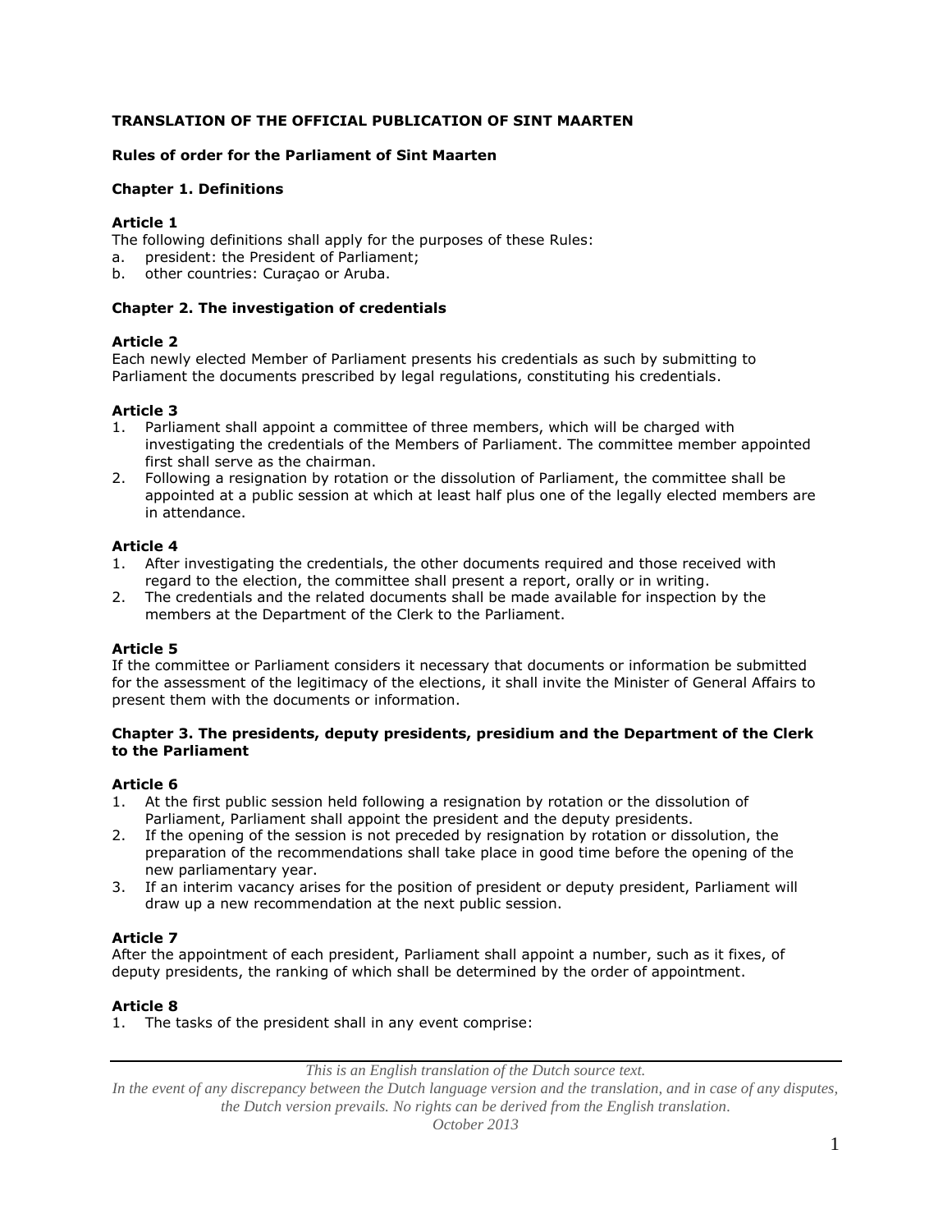**TRANSLATION OF THE OFFICIAL PUBLICATION OF SINT MAARTEN**

# Rules of order for the Parliament of Sint Maarten

## Chapter 1. Definitions

### Article 1

The following definitions shall apply for the purposes of these Rules:

a. president: the President of Parliament;
b. other countries: Curaçao or Aruba.

## Chapter 2. The investigation of credentials

### Article 2

Each newly elected Member of Parliament presents his credentials as such by submitting to Parliament the documents prescribed by legal regulations, constituting his credentials.

### Article 3

1. Parliament shall appoint a committee of three members, which will be charged with investigating the credentials of the Members of Parliament. The committee member appointed first shall serve as the chairman.
2. Following a resignation by rotation or the dissolution of Parliament, the committee shall be appointed at a public session at which at least half plus one of the legally elected members are in attendance.

### Article 4

1. After investigating the credentials, the other documents required and those received with regard to the election, the committee shall present a report, orally or in writing.
2. The credentials and the related documents shall be made available for inspection by the members at the Department of the Clerk to the Parliament.

### Article 5

If the committee or Parliament considers it necessary that documents or information be submitted for the assessment of the legitimacy of the elections, it shall invite the Minister of General Affairs to present them with the documents or information.

## Chapter 3. The presidents, deputy presidents, presidium and the Department of the Clerk to the Parliament

### Article 6

1. At the first public session held following a resignation by rotation or the dissolution of Parliament, Parliament shall appoint the president and the deputy presidents.
2. If the opening of the session is not preceded by resignation by rotation or dissolution, the preparation of the recommendations shall take place in good time before the opening of the new parliamentary year.
3. If an interim vacancy arises for the position of president or deputy president, Parliament will draw up a new recommendation at the next public session.

### Article 7

After the appointment of each president, Parliament shall appoint a number, such as it fixes, of deputy presidents, the ranking of which shall be determined by the order of appointment.

### Article 8

1. The tasks of the president shall in any event comprise:

*This is an English translation of the Dutch source text.*
*In the event of any discrepancy between the Dutch language version and the translation, and in case of any disputes, the Dutch version prevails. No rights can be derived from the English translation.*
*October 2013*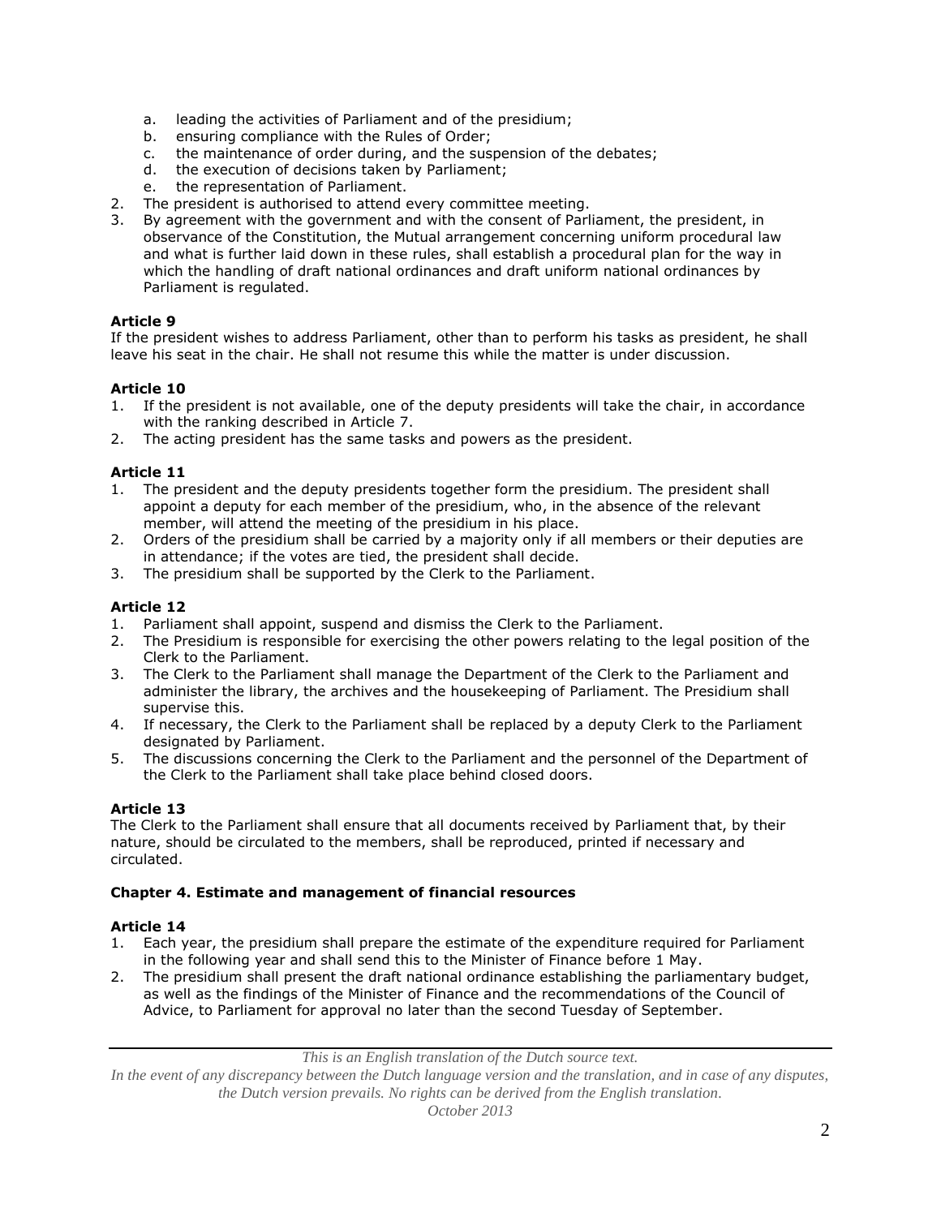a. leading the activities of Parliament and of the presidium;
   b. ensuring compliance with the Rules of Order;
   c. the maintenance of order during, and the suspension of the debates;
   d. the execution of decisions taken by Parliament;
   e. the representation of Parliament.
2. The president is authorised to attend every committee meeting.
3. By agreement with the government and with the consent of Parliament, the president, in observance of the Constitution, the Mutual arrangement concerning uniform procedural law and what is further laid down in these rules, shall establish a procedural plan for the way in which the handling of draft national ordinances and draft uniform national ordinances by Parliament is regulated.

**Article 9**

If the president wishes to address Parliament, other than to perform his tasks as president, he shall leave his seat in the chair. He shall not resume this while the matter is under discussion.

**Article 10**

1. If the president is not available, one of the deputy presidents will take the chair, in accordance with the ranking described in Article 7.
2. The acting president has the same tasks and powers as the president.

**Article 11**

1. The president and the deputy presidents together form the presidium. The president shall appoint a deputy for each member of the presidium, who, in the absence of the relevant member, will attend the meeting of the presidium in his place.
2. Orders of the presidium shall be carried by a majority only if all members or their deputies are in attendance; if the votes are tied, the president shall decide.
3. The presidium shall be supported by the Clerk to the Parliament.

**Article 12**

1. Parliament shall appoint, suspend and dismiss the Clerk to the Parliament.
2. The Presidium is responsible for exercising the other powers relating to the legal position of the Clerk to the Parliament.
3. The Clerk to the Parliament shall manage the Department of the Clerk to the Parliament and administer the library, the archives and the housekeeping of Parliament. The Presidium shall supervise this.
4. If necessary, the Clerk to the Parliament shall be replaced by a deputy Clerk to the Parliament designated by Parliament.
5. The discussions concerning the Clerk to the Parliament and the personnel of the Department of the Clerk to the Parliament shall take place behind closed doors.

**Article 13**

The Clerk to the Parliament shall ensure that all documents received by Parliament that, by their nature, should be circulated to the members, shall be reproduced, printed if necessary and circulated.

**Chapter 4. Estimate and management of financial resources**

**Article 14**

1. Each year, the presidium shall prepare the estimate of the expenditure required for Parliament in the following year and shall send this to the Minister of Finance before 1 May.
2. The presidium shall present the draft national ordinance establishing the parliamentary budget, as well as the findings of the Minister of Finance and the recommendations of the Council of Advice, to Parliament for approval no later than the second Tuesday of September.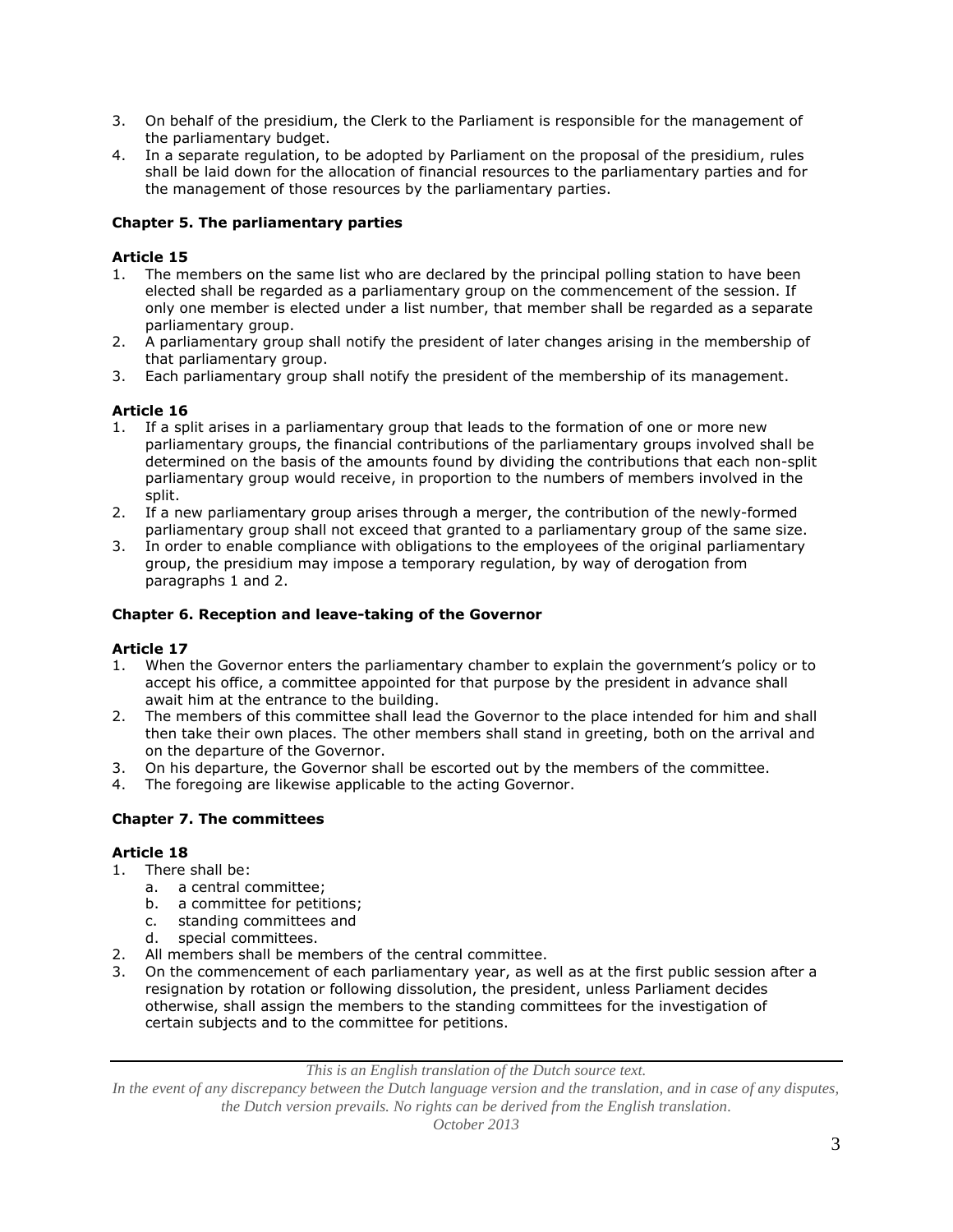3. On behalf of the presidium, the Clerk to the Parliament is responsible for the management of the parliamentary budget.
4. In a separate regulation, to be adopted by Parliament on the proposal of the presidium, rules shall be laid down for the allocation of financial resources to the parliamentary parties and for the management of those resources by the parliamentary parties.

### Chapter 5. The parliamentary parties

#### Article 15

1. The members on the same list who are declared by the principal polling station to have been elected shall be regarded as a parliamentary group on the commencement of the session. If only one member is elected under a list number, that member shall be regarded as a separate parliamentary group.
2. A parliamentary group shall notify the president of later changes arising in the membership of that parliamentary group.
3. Each parliamentary group shall notify the president of the membership of its management.

#### Article 16

1. If a split arises in a parliamentary group that leads to the formation of one or more new parliamentary groups, the financial contributions of the parliamentary groups involved shall be determined on the basis of the amounts found by dividing the contributions that each non-split parliamentary group would receive, in proportion to the numbers of members involved in the split.
2. If a new parliamentary group arises through a merger, the contribution of the newly-formed parliamentary group shall not exceed that granted to a parliamentary group of the same size.
3. In order to enable compliance with obligations to the employees of the original parliamentary group, the presidium may impose a temporary regulation, by way of derogation from paragraphs 1 and 2.

### Chapter 6. Reception and leave-taking of the Governor

#### Article 17

1. When the Governor enters the parliamentary chamber to explain the government's policy or to accept his office, a committee appointed for that purpose by the president in advance shall await him at the entrance to the building.
2. The members of this committee shall lead the Governor to the place intended for him and shall then take their own places. The other members shall stand in greeting, both on the arrival and on the departure of the Governor.
3. On his departure, the Governor shall be escorted out by the members of the committee.
4. The foregoing are likewise applicable to the acting Governor.

### Chapter 7. The committees

#### Article 18

1. There shall be:
   a. a central committee;
   b. a committee for petitions;
   c. standing committees and
   d. special committees.
2. All members shall be members of the central committee.
3. On the commencement of each parliamentary year, as well as at the first public session after a resignation by rotation or following dissolution, the president, unless Parliament decides otherwise, shall assign the members to the standing committees for the investigation of certain subjects and to the committee for petitions.

*This is an English translation of the Dutch source text.*
*In the event of any discrepancy between the Dutch language version and the translation, and in case of any disputes, the Dutch version prevails. No rights can be derived from the English translation.*
*October 2013*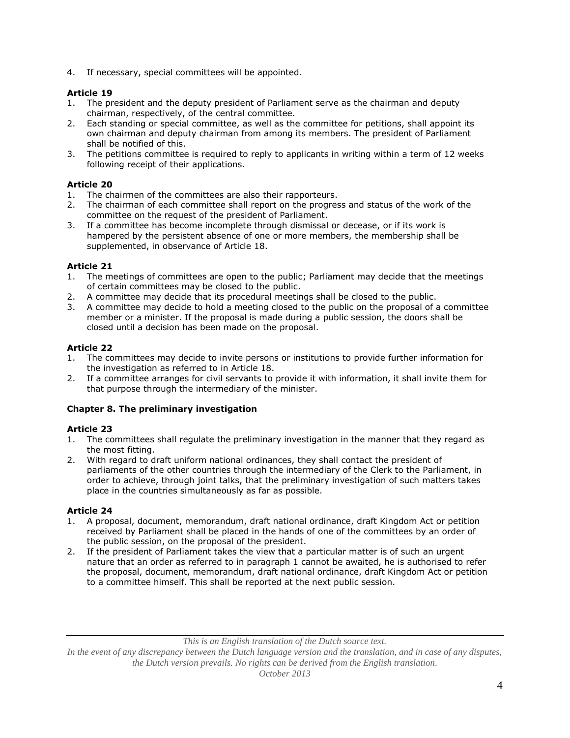4. If necessary, special committees will be appointed.

**Article 19**

1. The president and the deputy president of Parliament serve as the chairman and deputy chairman, respectively, of the central committee.
2. Each standing or special committee, as well as the committee for petitions, shall appoint its own chairman and deputy chairman from among its members. The president of Parliament shall be notified of this.
3. The petitions committee is required to reply to applicants in writing within a term of 12 weeks following receipt of their applications.

**Article 20**

1. The chairmen of the committees are also their rapporteurs.
2. The chairman of each committee shall report on the progress and status of the work of the committee on the request of the president of Parliament.
3. If a committee has become incomplete through dismissal or decease, or if its work is hampered by the persistent absence of one or more members, the membership shall be supplemented, in observance of Article 18.

**Article 21**

1. The meetings of committees are open to the public; Parliament may decide that the meetings of certain committees may be closed to the public.
2. A committee may decide that its procedural meetings shall be closed to the public.
3. A committee may decide to hold a meeting closed to the public on the proposal of a committee member or a minister. If the proposal is made during a public session, the doors shall be closed until a decision has been made on the proposal.

**Article 22**

1. The committees may decide to invite persons or institutions to provide further information for the investigation as referred to in Article 18.
2. If a committee arranges for civil servants to provide it with information, it shall invite them for that purpose through the intermediary of the minister.

**Chapter 8. The preliminary investigation**

**Article 23**

1. The committees shall regulate the preliminary investigation in the manner that they regard as the most fitting.
2. With regard to draft uniform national ordinances, they shall contact the president of parliaments of the other countries through the intermediary of the Clerk to the Parliament, in order to achieve, through joint talks, that the preliminary investigation of such matters takes place in the countries simultaneously as far as possible.

**Article 24**

1. A proposal, document, memorandum, draft national ordinance, draft Kingdom Act or petition received by Parliament shall be placed in the hands of one of the committees by an order of the public session, on the proposal of the president.
2. If the president of Parliament takes the view that a particular matter is of such an urgent nature that an order as referred to in paragraph 1 cannot be awaited, he is authorised to refer the proposal, document, memorandum, draft national ordinance, draft Kingdom Act or petition to a committee himself. This shall be reported at the next public session.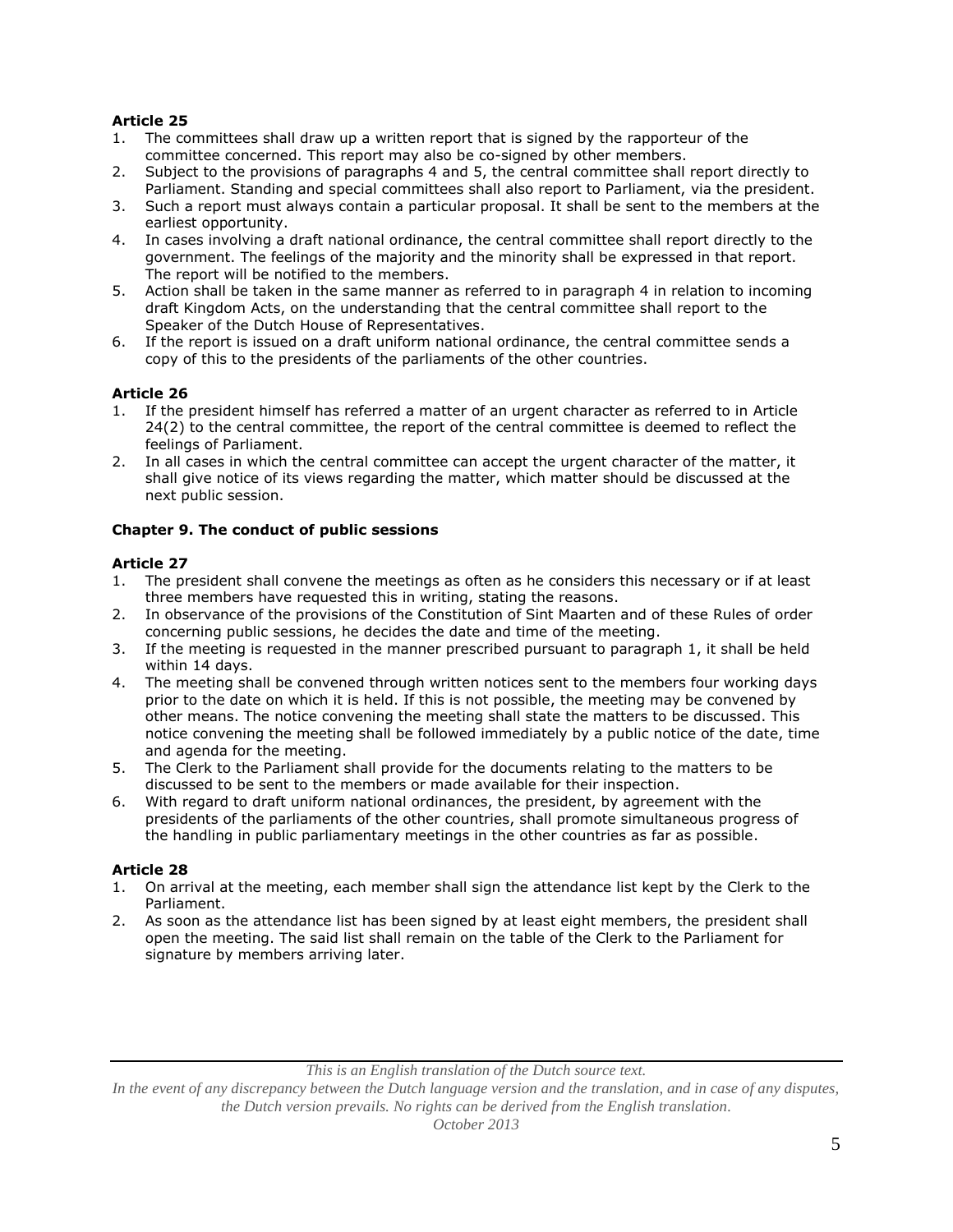**Article 25**

1. The committees shall draw up a written report that is signed by the rapporteur of the committee concerned. This report may also be co-signed by other members.
2. Subject to the provisions of paragraphs 4 and 5, the central committee shall report directly to Parliament. Standing and special committees shall also report to Parliament, via the president.
3. Such a report must always contain a particular proposal. It shall be sent to the members at the earliest opportunity.
4. In cases involving a draft national ordinance, the central committee shall report directly to the government. The feelings of the majority and the minority shall be expressed in that report. The report will be notified to the members.
5. Action shall be taken in the same manner as referred to in paragraph 4 in relation to incoming draft Kingdom Acts, on the understanding that the central committee shall report to the Speaker of the Dutch House of Representatives.
6. If the report is issued on a draft uniform national ordinance, the central committee sends a copy of this to the presidents of the parliaments of the other countries.

**Article 26**

1. If the president himself has referred a matter of an urgent character as referred to in Article 24(2) to the central committee, the report of the central committee is deemed to reflect the feelings of Parliament.
2. In all cases in which the central committee can accept the urgent character of the matter, it shall give notice of its views regarding the matter, which matter should be discussed at the next public session.

### Chapter 9. The conduct of public sessions

**Article 27**

1. The president shall convene the meetings as often as he considers this necessary or if at least three members have requested this in writing, stating the reasons.
2. In observance of the provisions of the Constitution of Sint Maarten and of these Rules of order concerning public sessions, he decides the date and time of the meeting.
3. If the meeting is requested in the manner prescribed pursuant to paragraph 1, it shall be held within 14 days.
4. The meeting shall be convened through written notices sent to the members four working days prior to the date on which it is held. If this is not possible, the meeting may be convened by other means. The notice convening the meeting shall state the matters to be discussed. This notice convening the meeting shall be followed immediately by a public notice of the date, time and agenda for the meeting.
5. The Clerk to the Parliament shall provide for the documents relating to the matters to be discussed to be sent to the members or made available for their inspection.
6. With regard to draft uniform national ordinances, the president, by agreement with the presidents of the parliaments of the other countries, shall promote simultaneous progress of the handling in public parliamentary meetings in the other countries as far as possible.

**Article 28**

1. On arrival at the meeting, each member shall sign the attendance list kept by the Clerk to the Parliament.
2. As soon as the attendance list has been signed by at least eight members, the president shall open the meeting. The said list shall remain on the table of the Clerk to the Parliament for signature by members arriving later.

*This is an English translation of the Dutch source text.*
*In the event of any discrepancy between the Dutch language version and the translation, and in case of any disputes, the Dutch version prevails. No rights can be derived from the English translation.*
*October 2013*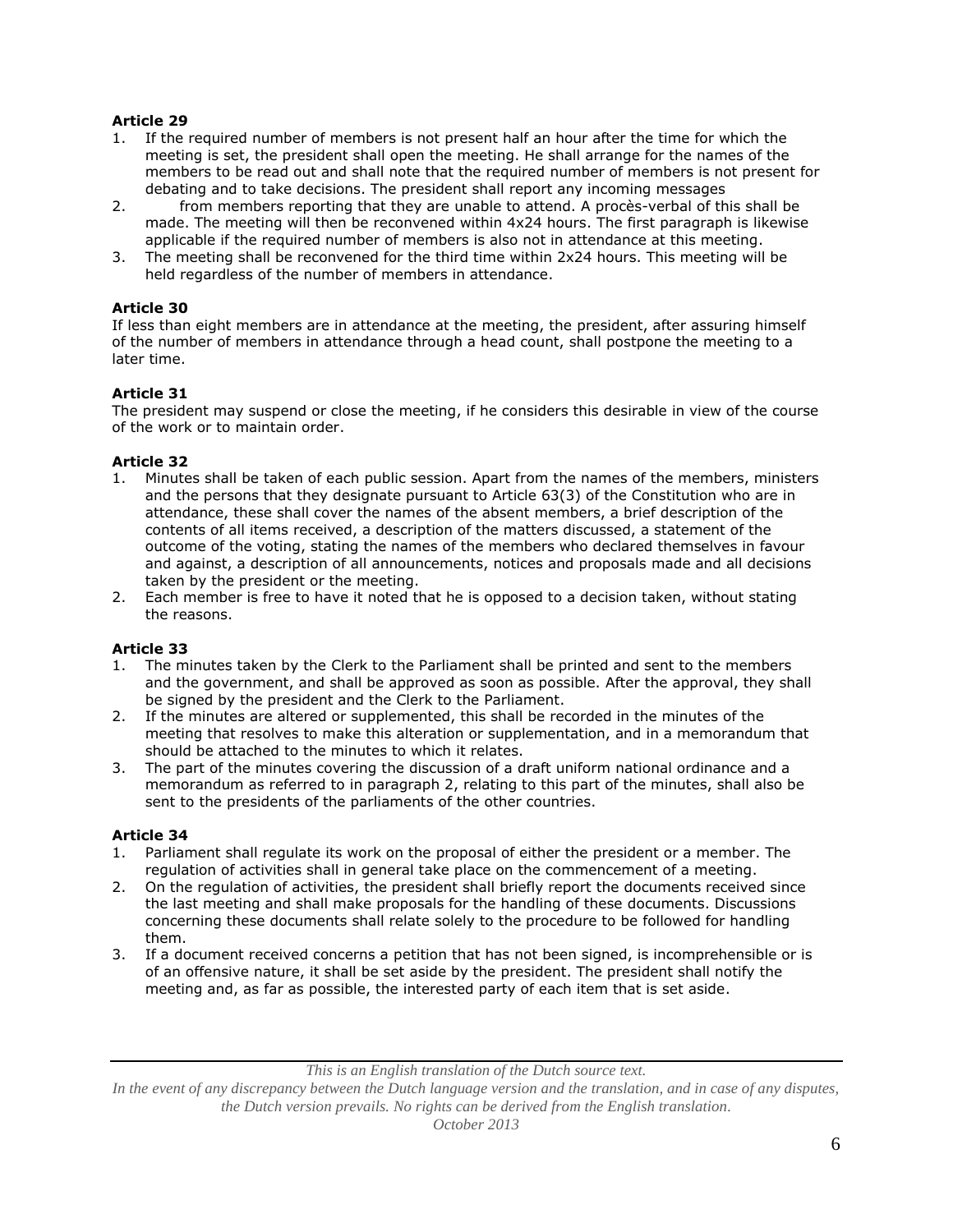**Article 29**

1. If the required number of members is not present half an hour after the time for which the meeting is set, the president shall open the meeting. He shall arrange for the names of the members to be read out and shall note that the required number of members is not present for debating and to take decisions. The president shall report any incoming messages
2. from members reporting that they are unable to attend. A procès-verbal of this shall be made. The meeting will then be reconvened within 4x24 hours. The first paragraph is likewise applicable if the required number of members is also not in attendance at this meeting.
3. The meeting shall be reconvened for the third time within 2x24 hours. This meeting will be held regardless of the number of members in attendance.

**Article 30**

If less than eight members are in attendance at the meeting, the president, after assuring himself of the number of members in attendance through a head count, shall postpone the meeting to a later time.

**Article 31**

The president may suspend or close the meeting, if he considers this desirable in view of the course of the work or to maintain order.

**Article 32**

1. Minutes shall be taken of each public session. Apart from the names of the members, ministers and the persons that they designate pursuant to Article 63(3) of the Constitution who are in attendance, these shall cover the names of the absent members, a brief description of the contents of all items received, a description of the matters discussed, a statement of the outcome of the voting, stating the names of the members who declared themselves in favour and against, a description of all announcements, notices and proposals made and all decisions taken by the president or the meeting.
2. Each member is free to have it noted that he is opposed to a decision taken, without stating the reasons.

**Article 33**

1. The minutes taken by the Clerk to the Parliament shall be printed and sent to the members and the government, and shall be approved as soon as possible. After the approval, they shall be signed by the president and the Clerk to the Parliament.
2. If the minutes are altered or supplemented, this shall be recorded in the minutes of the meeting that resolves to make this alteration or supplementation, and in a memorandum that should be attached to the minutes to which it relates.
3. The part of the minutes covering the discussion of a draft uniform national ordinance and a memorandum as referred to in paragraph 2, relating to this part of the minutes, shall also be sent to the presidents of the parliaments of the other countries.

**Article 34**

1. Parliament shall regulate its work on the proposal of either the president or a member. The regulation of activities shall in general take place on the commencement of a meeting.
2. On the regulation of activities, the president shall briefly report the documents received since the last meeting and shall make proposals for the handling of these documents. Discussions concerning these documents shall relate solely to the procedure to be followed for handling them.
3. If a document received concerns a petition that has not been signed, is incomprehensible or is of an offensive nature, it shall be set aside by the president. The president shall notify the meeting and, as far as possible, the interested party of each item that is set aside.

*This is an English translation of the Dutch source text.*
*In the event of any discrepancy between the Dutch language version and the translation, and in case of any disputes, the Dutch version prevails. No rights can be derived from the English translation.*
*October 2013*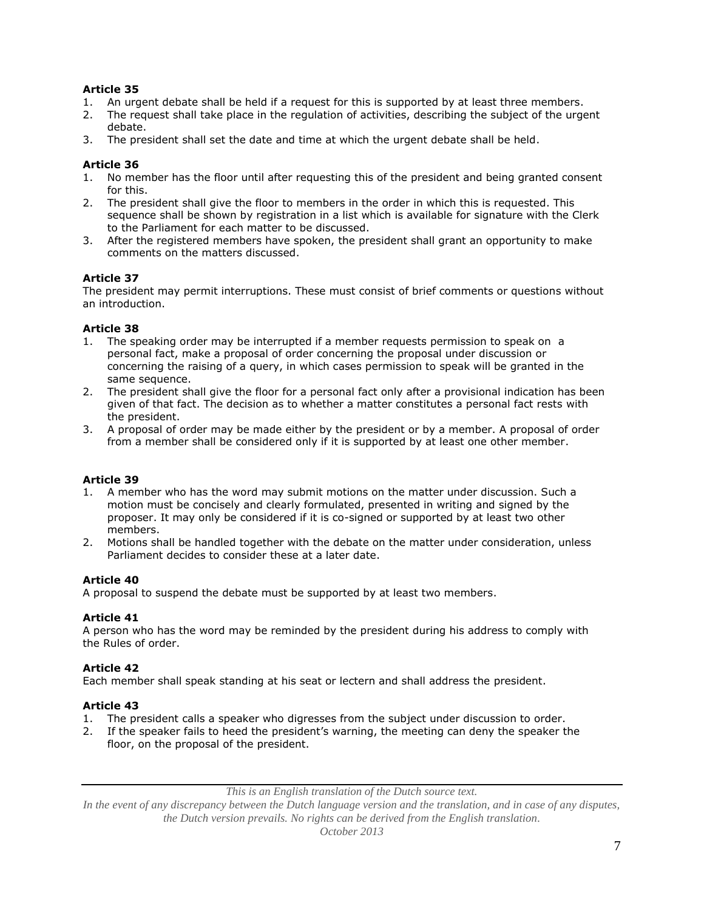**Article 35**

1. An urgent debate shall be held if a request for this is supported by at least three members.
2. The request shall take place in the regulation of activities, describing the subject of the urgent debate.
3. The president shall set the date and time at which the urgent debate shall be held.

**Article 36**

1. No member has the floor until after requesting this of the president and being granted consent for this.
2. The president shall give the floor to members in the order in which this is requested. This sequence shall be shown by registration in a list which is available for signature with the Clerk to the Parliament for each matter to be discussed.
3. After the registered members have spoken, the president shall grant an opportunity to make comments on the matters discussed.

**Article 37**

The president may permit interruptions. These must consist of brief comments or questions without an introduction.

**Article 38**

1. The speaking order may be interrupted if a member requests permission to speak on a personal fact, make a proposal of order concerning the proposal under discussion or concerning the raising of a query, in which cases permission to speak will be granted in the same sequence.
2. The president shall give the floor for a personal fact only after a provisional indication has been given of that fact. The decision as to whether a matter constitutes a personal fact rests with the president.
3. A proposal of order may be made either by the president or by a member. A proposal of order from a member shall be considered only if it is supported by at least one other member.

**Article 39**

1. A member who has the word may submit motions on the matter under discussion. Such a motion must be concisely and clearly formulated, presented in writing and signed by the proposer. It may only be considered if it is co-signed or supported by at least two other members.
2. Motions shall be handled together with the debate on the matter under consideration, unless Parliament decides to consider these at a later date.

**Article 40**

A proposal to suspend the debate must be supported by at least two members.

**Article 41**

A person who has the word may be reminded by the president during his address to comply with the Rules of order.

**Article 42**

Each member shall speak standing at his seat or lectern and shall address the president.

**Article 43**

1. The president calls a speaker who digresses from the subject under discussion to order.
2. If the speaker fails to heed the president's warning, the meeting can deny the speaker the floor, on the proposal of the president.

*This is an English translation of the Dutch source text.*
*In the event of any discrepancy between the Dutch language version and the translation, and in case of any disputes, the Dutch version prevails. No rights can be derived from the English translation.*
*October 2013*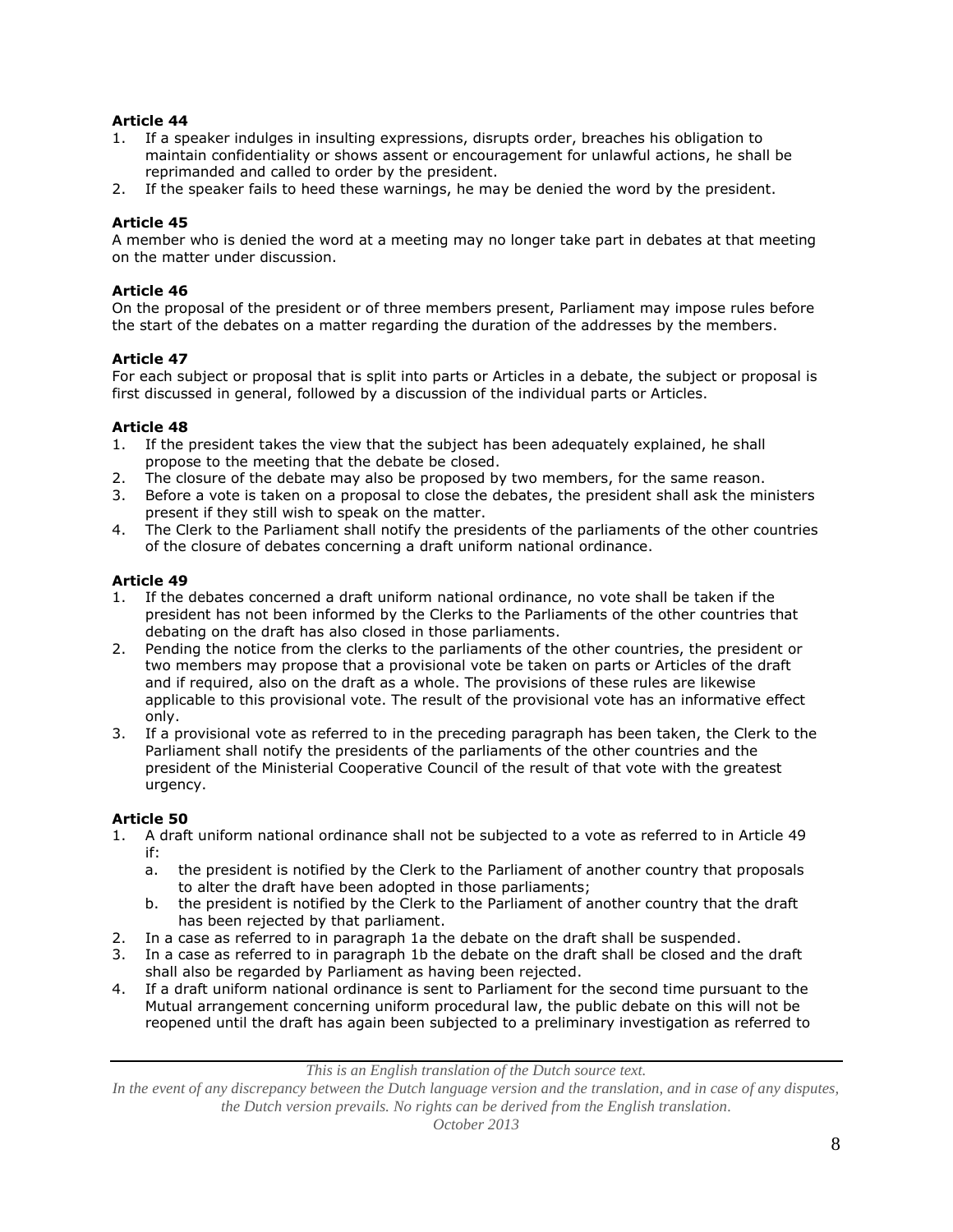**Article 44**

1. If a speaker indulges in insulting expressions, disrupts order, breaches his obligation to maintain confidentiality or shows assent or encouragement for unlawful actions, he shall be reprimanded and called to order by the president.
2. If the speaker fails to heed these warnings, he may be denied the word by the president.

**Article 45**

A member who is denied the word at a meeting may no longer take part in debates at that meeting on the matter under discussion.

**Article 46**

On the proposal of the president or of three members present, Parliament may impose rules before the start of the debates on a matter regarding the duration of the addresses by the members.

**Article 47**

For each subject or proposal that is split into parts or Articles in a debate, the subject or proposal is first discussed in general, followed by a discussion of the individual parts or Articles.

**Article 48**

1. If the president takes the view that the subject has been adequately explained, he shall propose to the meeting that the debate be closed.
2. The closure of the debate may also be proposed by two members, for the same reason.
3. Before a vote is taken on a proposal to close the debates, the president shall ask the ministers present if they still wish to speak on the matter.
4. The Clerk to the Parliament shall notify the presidents of the parliaments of the other countries of the closure of debates concerning a draft uniform national ordinance.

**Article 49**

1. If the debates concerned a draft uniform national ordinance, no vote shall be taken if the president has not been informed by the Clerks to the Parliaments of the other countries that debating on the draft has also closed in those parliaments.
2. Pending the notice from the clerks to the parliaments of the other countries, the president or two members may propose that a provisional vote be taken on parts or Articles of the draft and if required, also on the draft as a whole. The provisions of these rules are likewise applicable to this provisional vote. The result of the provisional vote has an informative effect only.
3. If a provisional vote as referred to in the preceding paragraph has been taken, the Clerk to the Parliament shall notify the presidents of the parliaments of the other countries and the president of the Ministerial Cooperative Council of the result of that vote with the greatest urgency.

**Article 50**

1. A draft uniform national ordinance shall not be subjected to a vote as referred to in Article 49 if:
   a. the president is notified by the Clerk to the Parliament of another country that proposals to alter the draft have been adopted in those parliaments;
   b. the president is notified by the Clerk to the Parliament of another country that the draft has been rejected by that parliament.
2. In a case as referred to in paragraph 1a the debate on the draft shall be suspended.
3. In a case as referred to in paragraph 1b the debate on the draft shall be closed and the draft shall also be regarded by Parliament as having been rejected.
4. If a draft uniform national ordinance is sent to Parliament for the second time pursuant to the Mutual arrangement concerning uniform procedural law, the public debate on this will not be reopened until the draft has again been subjected to a preliminary investigation as referred to

*This is an English translation of the Dutch source text.*
*In the event of any discrepancy between the Dutch language version and the translation, and in case of any disputes, the Dutch version prevails. No rights can be derived from the English translation.*
*October 2013*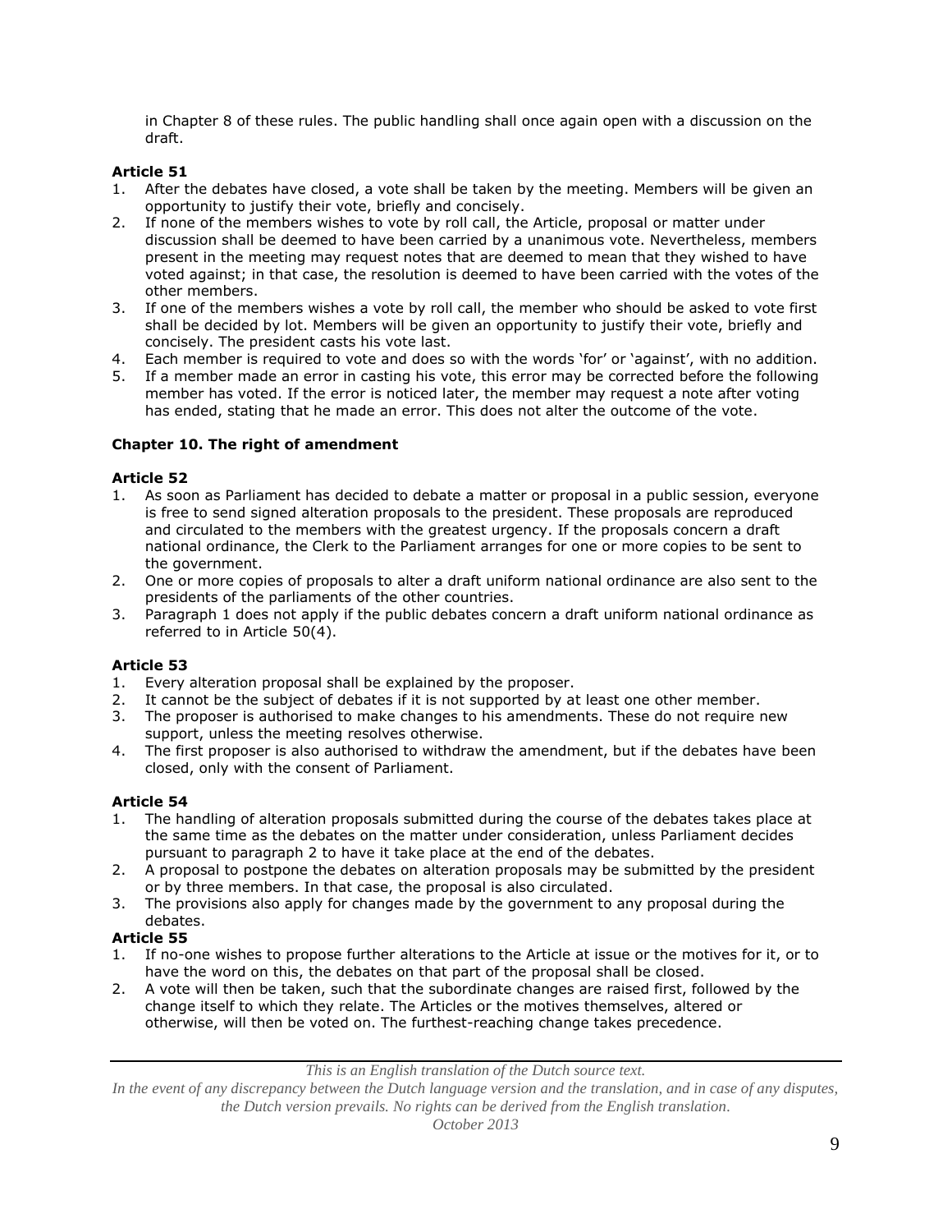in Chapter 8 of these rules. The public handling shall once again open with a discussion on the draft.

**Article 51**

1. After the debates have closed, a vote shall be taken by the meeting. Members will be given an opportunity to justify their vote, briefly and concisely.
2. If none of the members wishes to vote by roll call, the Article, proposal or matter under discussion shall be deemed to have been carried by a unanimous vote. Nevertheless, members present in the meeting may request notes that are deemed to mean that they wished to have voted against; in that case, the resolution is deemed to have been carried with the votes of the other members.
3. If one of the members wishes a vote by roll call, the member who should be asked to vote first shall be decided by lot. Members will be given an opportunity to justify their vote, briefly and concisely. The president casts his vote last.
4. Each member is required to vote and does so with the words 'for' or 'against', with no addition.
5. If a member made an error in casting his vote, this error may be corrected before the following member has voted. If the error is noticed later, the member may request a note after voting has ended, stating that he made an error. This does not alter the outcome of the vote.

**Chapter 10. The right of amendment**

**Article 52**

1. As soon as Parliament has decided to debate a matter or proposal in a public session, everyone is free to send signed alteration proposals to the president. These proposals are reproduced and circulated to the members with the greatest urgency. If the proposals concern a draft national ordinance, the Clerk to the Parliament arranges for one or more copies to be sent to the government.
2. One or more copies of proposals to alter a draft uniform national ordinance are also sent to the presidents of the parliaments of the other countries.
3. Paragraph 1 does not apply if the public debates concern a draft uniform national ordinance as referred to in Article 50(4).

**Article 53**

1. Every alteration proposal shall be explained by the proposer.
2. It cannot be the subject of debates if it is not supported by at least one other member.
3. The proposer is authorised to make changes to his amendments. These do not require new support, unless the meeting resolves otherwise.
4. The first proposer is also authorised to withdraw the amendment, but if the debates have been closed, only with the consent of Parliament.

**Article 54**

1. The handling of alteration proposals submitted during the course of the debates takes place at the same time as the debates on the matter under consideration, unless Parliament decides pursuant to paragraph 2 to have it take place at the end of the debates.
2. A proposal to postpone the debates on alteration proposals may be submitted by the president or by three members. In that case, the proposal is also circulated.
3. The provisions also apply for changes made by the government to any proposal during the debates.

**Article 55**

1. If no-one wishes to propose further alterations to the Article at issue or the motives for it, or to have the word on this, the debates on that part of the proposal shall be closed.
2. A vote will then be taken, such that the subordinate changes are raised first, followed by the change itself to which they relate. The Articles or the motives themselves, altered or otherwise, will then be voted on. The furthest-reaching change takes precedence.

*This is an English translation of the Dutch source text.*
*In the event of any discrepancy between the Dutch language version and the translation, and in case of any disputes, the Dutch version prevails. No rights can be derived from the English translation.*
*October 2013*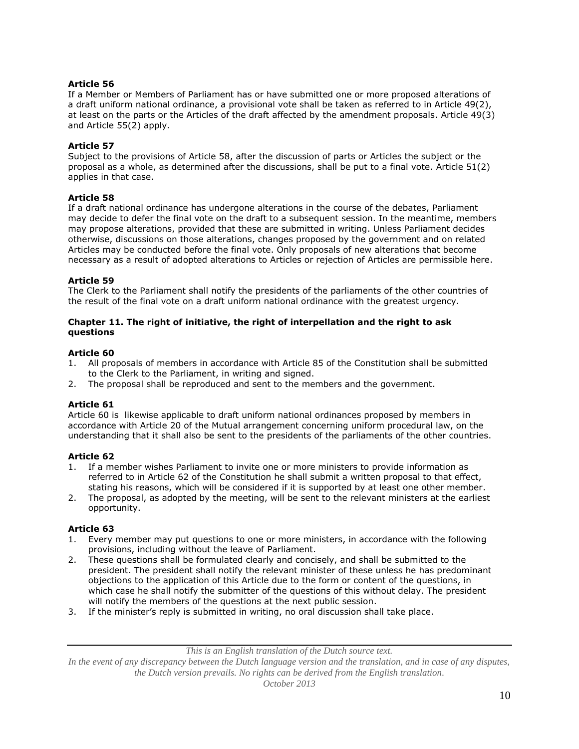**Article 56**

If a Member or Members of Parliament has or have submitted one or more proposed alterations of a draft uniform national ordinance, a provisional vote shall be taken as referred to in Article 49(2), at least on the parts or the Articles of the draft affected by the amendment proposals. Article 49(3) and Article 55(2) apply.

**Article 57**

Subject to the provisions of Article 58, after the discussion of parts or Articles the subject or the proposal as a whole, as determined after the discussions, shall be put to a final vote. Article 51(2) applies in that case.

**Article 58**

If a draft national ordinance has undergone alterations in the course of the debates, Parliament may decide to defer the final vote on the draft to a subsequent session. In the meantime, members may propose alterations, provided that these are submitted in writing. Unless Parliament decides otherwise, discussions on those alterations, changes proposed by the government and on related Articles may be conducted before the final vote. Only proposals of new alterations that become necessary as a result of adopted alterations to Articles or rejection of Articles are permissible here.

**Article 59**

The Clerk to the Parliament shall notify the presidents of the parliaments of the other countries of the result of the final vote on a draft uniform national ordinance with the greatest urgency.

**Chapter 11. The right of initiative, the right of interpellation and the right to ask questions**

**Article 60**

1. All proposals of members in accordance with Article 85 of the Constitution shall be submitted to the Clerk to the Parliament, in writing and signed.
2. The proposal shall be reproduced and sent to the members and the government.

**Article 61**

Article 60 is likewise applicable to draft uniform national ordinances proposed by members in accordance with Article 20 of the Mutual arrangement concerning uniform procedural law, on the understanding that it shall also be sent to the presidents of the parliaments of the other countries.

**Article 62**

1. If a member wishes Parliament to invite one or more ministers to provide information as referred to in Article 62 of the Constitution he shall submit a written proposal to that effect, stating his reasons, which will be considered if it is supported by at least one other member.
2. The proposal, as adopted by the meeting, will be sent to the relevant ministers at the earliest opportunity.

**Article 63**

1. Every member may put questions to one or more ministers, in accordance with the following provisions, including without the leave of Parliament.
2. These questions shall be formulated clearly and concisely, and shall be submitted to the president. The president shall notify the relevant minister of these unless he has predominant objections to the application of this Article due to the form or content of the questions, in which case he shall notify the submitter of the questions of this without delay. The president will notify the members of the questions at the next public session.
3. If the minister's reply is submitted in writing, no oral discussion shall take place.

*This is an English translation of the Dutch source text.*
*In the event of any discrepancy between the Dutch language version and the translation, and in case of any disputes, the Dutch version prevails. No rights can be derived from the English translation.*
*October 2013*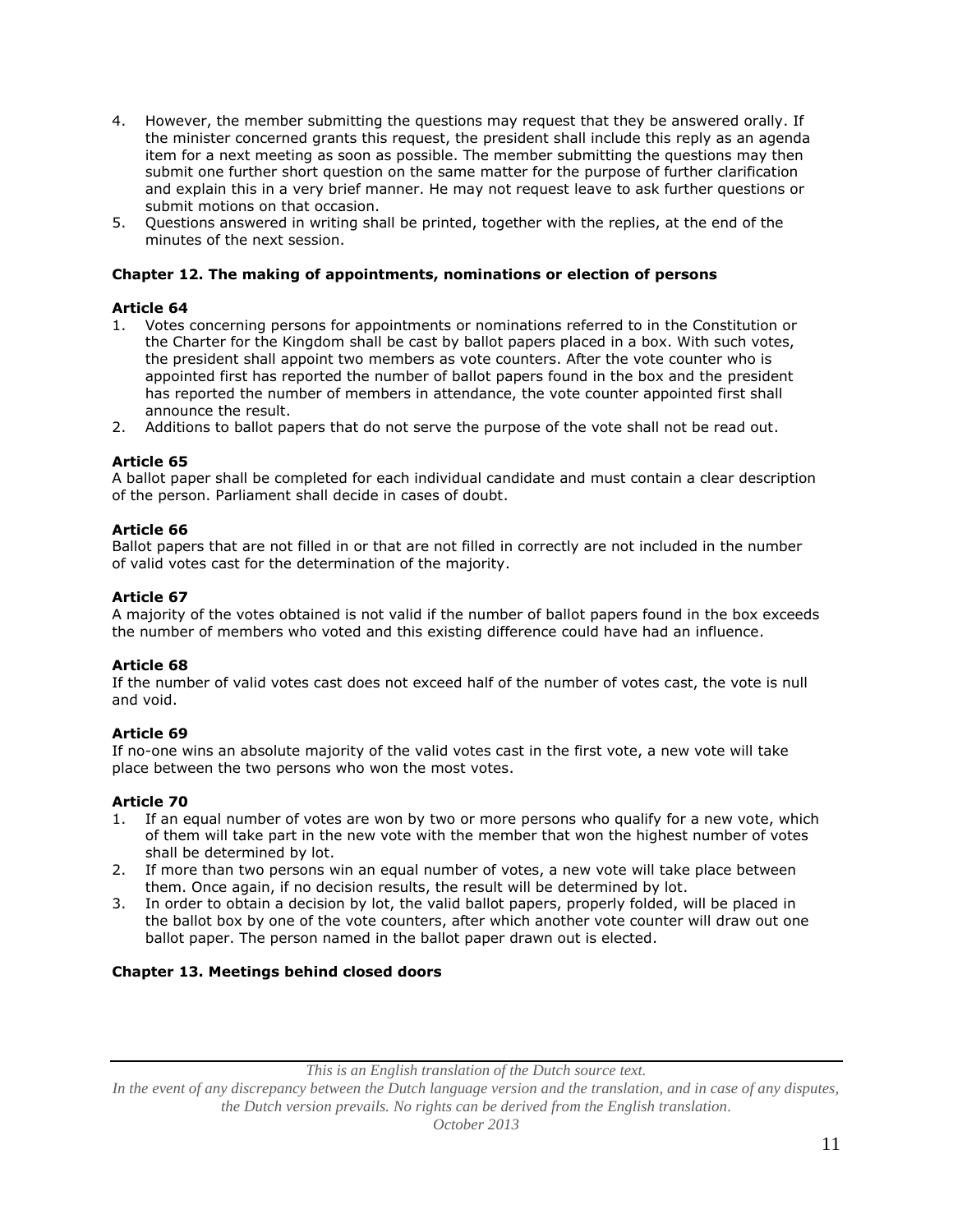4. However, the member submitting the questions may request that they be answered orally. If the minister concerned grants this request, the president shall include this reply as an agenda item for a next meeting as soon as possible. The member submitting the questions may then submit one further short question on the same matter for the purpose of further clarification and explain this in a very brief manner. He may not request leave to ask further questions or submit motions on that occasion.
5. Questions answered in writing shall be printed, together with the replies, at the end of the minutes of the next session.

## Chapter 12. The making of appointments, nominations or election of persons

### Article 64

1. Votes concerning persons for appointments or nominations referred to in the Constitution or the Charter for the Kingdom shall be cast by ballot papers placed in a box. With such votes, the president shall appoint two members as vote counters. After the vote counter who is appointed first has reported the number of ballot papers found in the box and the president has reported the number of members in attendance, the vote counter appointed first shall announce the result.
2. Additions to ballot papers that do not serve the purpose of the vote shall not be read out.

### Article 65

A ballot paper shall be completed for each individual candidate and must contain a clear description of the person. Parliament shall decide in cases of doubt.

### Article 66

Ballot papers that are not filled in or that are not filled in correctly are not included in the number of valid votes cast for the determination of the majority.

### Article 67

A majority of the votes obtained is not valid if the number of ballot papers found in the box exceeds the number of members who voted and this existing difference could have had an influence.

### Article 68

If the number of valid votes cast does not exceed half of the number of votes cast, the vote is null and void.

### Article 69

If no-one wins an absolute majority of the valid votes cast in the first vote, a new vote will take place between the two persons who won the most votes.

### Article 70

1. If an equal number of votes are won by two or more persons who qualify for a new vote, which of them will take part in the new vote with the member that won the highest number of votes shall be determined by lot.
2. If more than two persons win an equal number of votes, a new vote will take place between them. Once again, if no decision results, the result will be determined by lot.
3. In order to obtain a decision by lot, the valid ballot papers, properly folded, will be placed in the ballot box by one of the vote counters, after which another vote counter will draw out one ballot paper. The person named in the ballot paper drawn out is elected.

## Chapter 13. Meetings behind closed doors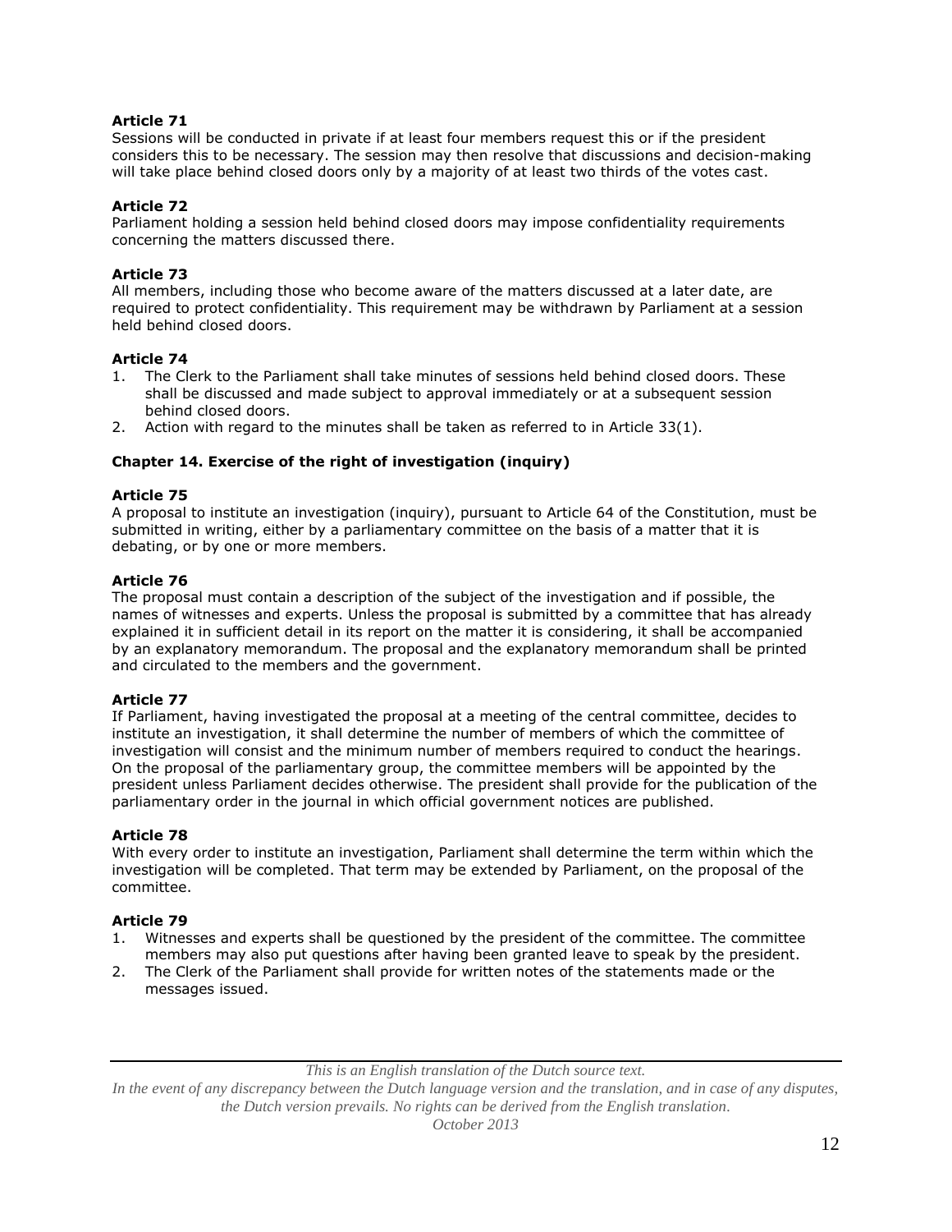**Article 71**
Sessions will be conducted in private if at least four members request this or if the president considers this to be necessary. The session may then resolve that discussions and decision-making will take place behind closed doors only by a majority of at least two thirds of the votes cast.

**Article 72**
Parliament holding a session held behind closed doors may impose confidentiality requirements concerning the matters discussed there.

**Article 73**
All members, including those who become aware of the matters discussed at a later date, are required to protect confidentiality. This requirement may be withdrawn by Parliament at a session held behind closed doors.

**Article 74**
1. The Clerk to the Parliament shall take minutes of sessions held behind closed doors. These shall be discussed and made subject to approval immediately or at a subsequent session behind closed doors.
2. Action with regard to the minutes shall be taken as referred to in Article 33(1).

**Chapter 14. Exercise of the right of investigation (inquiry)**

**Article 75**
A proposal to institute an investigation (inquiry), pursuant to Article 64 of the Constitution, must be submitted in writing, either by a parliamentary committee on the basis of a matter that it is debating, or by one or more members.

**Article 76**
The proposal must contain a description of the subject of the investigation and if possible, the names of witnesses and experts. Unless the proposal is submitted by a committee that has already explained it in sufficient detail in its report on the matter it is considering, it shall be accompanied by an explanatory memorandum. The proposal and the explanatory memorandum shall be printed and circulated to the members and the government.

**Article 77**
If Parliament, having investigated the proposal at a meeting of the central committee, decides to institute an investigation, it shall determine the number of members of which the committee of investigation will consist and the minimum number of members required to conduct the hearings. On the proposal of the parliamentary group, the committee members will be appointed by the president unless Parliament decides otherwise. The president shall provide for the publication of the parliamentary order in the journal in which official government notices are published.

**Article 78**
With every order to institute an investigation, Parliament shall determine the term within which the investigation will be completed. That term may be extended by Parliament, on the proposal of the committee.

**Article 79**
1. Witnesses and experts shall be questioned by the president of the committee. The committee members may also put questions after having been granted leave to speak by the president.
2. The Clerk of the Parliament shall provide for written notes of the statements made or the messages issued.

*This is an English translation of the Dutch source text.*
*In the event of any discrepancy between the Dutch language version and the translation, and in case of any disputes, the Dutch version prevails. No rights can be derived from the English translation.*
*October 2013*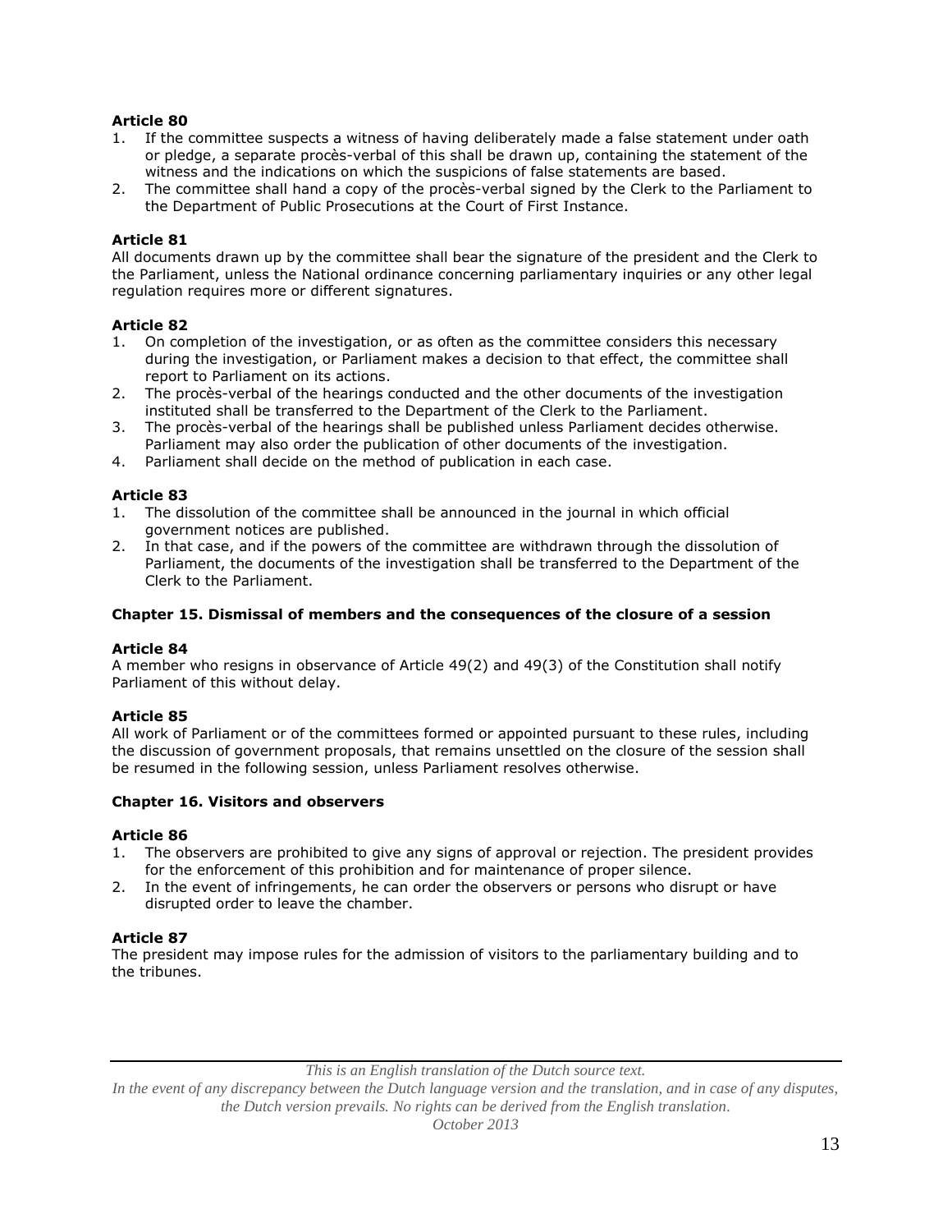**Article 80**

1. If the committee suspects a witness of having deliberately made a false statement under oath or pledge, a separate procès-verbal of this shall be drawn up, containing the statement of the witness and the indications on which the suspicions of false statements are based.
2. The committee shall hand a copy of the procès-verbal signed by the Clerk to the Parliament to the Department of Public Prosecutions at the Court of First Instance.

**Article 81**

All documents drawn up by the committee shall bear the signature of the president and the Clerk to the Parliament, unless the National ordinance concerning parliamentary inquiries or any other legal regulation requires more or different signatures.

**Article 82**

1. On completion of the investigation, or as often as the committee considers this necessary during the investigation, or Parliament makes a decision to that effect, the committee shall report to Parliament on its actions.
2. The procès-verbal of the hearings conducted and the other documents of the investigation instituted shall be transferred to the Department of the Clerk to the Parliament.
3. The procès-verbal of the hearings shall be published unless Parliament decides otherwise. Parliament may also order the publication of other documents of the investigation.
4. Parliament shall decide on the method of publication in each case.

**Article 83**

1. The dissolution of the committee shall be announced in the journal in which official government notices are published.
2. In that case, and if the powers of the committee are withdrawn through the dissolution of Parliament, the documents of the investigation shall be transferred to the Department of the Clerk to the Parliament.

**Chapter 15. Dismissal of members and the consequences of the closure of a session**

**Article 84**

A member who resigns in observance of Article 49(2) and 49(3) of the Constitution shall notify Parliament of this without delay.

**Article 85**

All work of Parliament or of the committees formed or appointed pursuant to these rules, including the discussion of government proposals, that remains unsettled on the closure of the session shall be resumed in the following session, unless Parliament resolves otherwise.

**Chapter 16. Visitors and observers**

**Article 86**

1. The observers are prohibited to give any signs of approval or rejection. The president provides for the enforcement of this prohibition and for maintenance of proper silence.
2. In the event of infringements, he can order the observers or persons who disrupt or have disrupted order to leave the chamber.

**Article 87**

The president may impose rules for the admission of visitors to the parliamentary building and to the tribunes.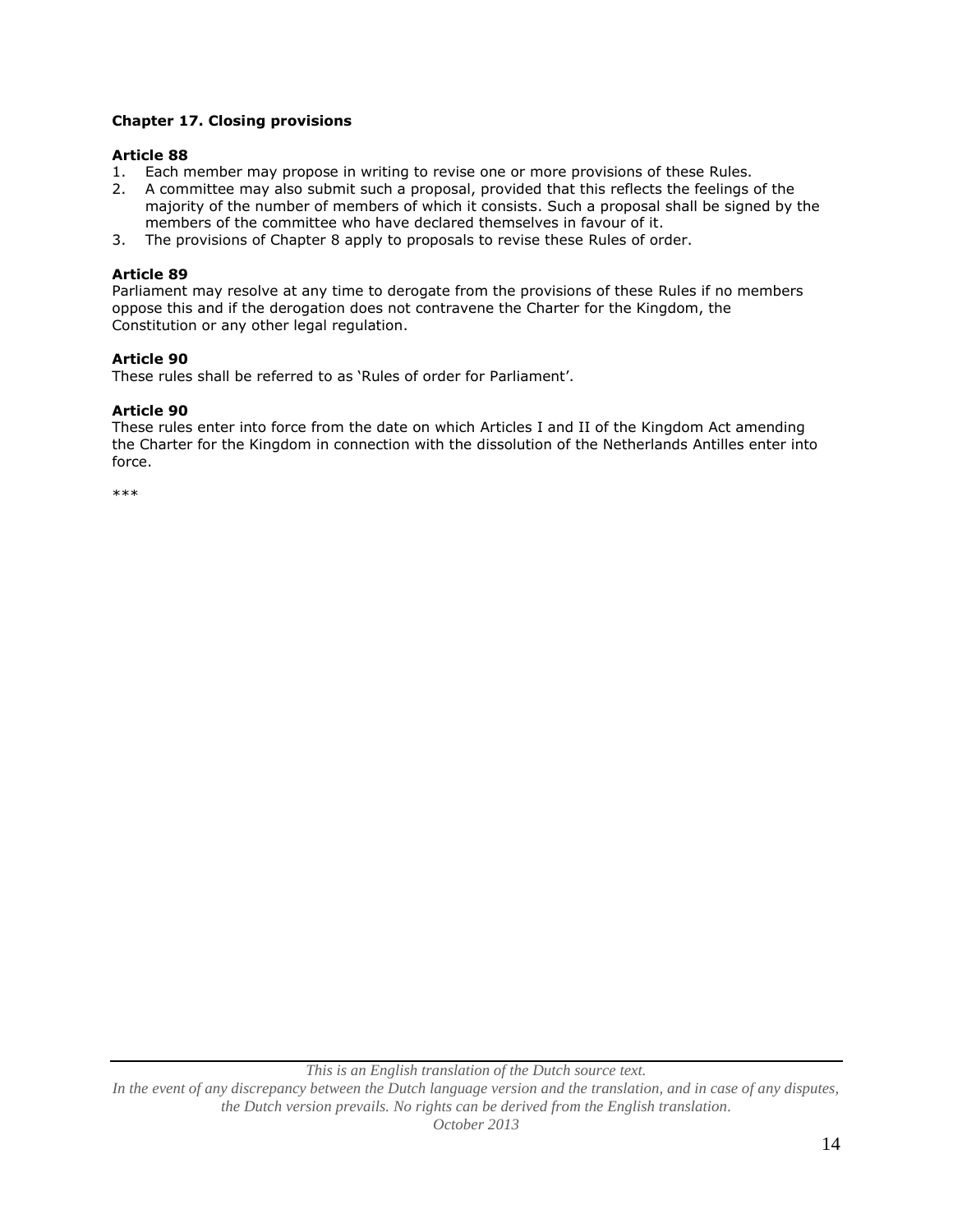### Chapter 17. Closing provisions

**Article 88**

1. Each member may propose in writing to revise one or more provisions of these Rules.
2. A committee may also submit such a proposal, provided that this reflects the feelings of the majority of the number of members of which it consists. Such a proposal shall be signed by the members of the committee who have declared themselves in favour of it.
3. The provisions of Chapter 8 apply to proposals to revise these Rules of order.

**Article 89**

Parliament may resolve at any time to derogate from the provisions of these Rules if no members oppose this and if the derogation does not contravene the Charter for the Kingdom, the Constitution or any other legal regulation.

**Article 90**

These rules shall be referred to as 'Rules of order for Parliament'.

**Article 90**

These rules enter into force from the date on which Articles I and II of the Kingdom Act amending the Charter for the Kingdom in connection with the dissolution of the Netherlands Antilles enter into force.

***

*This is an English translation of the Dutch source text.*
*In the event of any discrepancy between the Dutch language version and the translation, and in case of any disputes, the Dutch version prevails. No rights can be derived from the English translation.*
*October 2013*